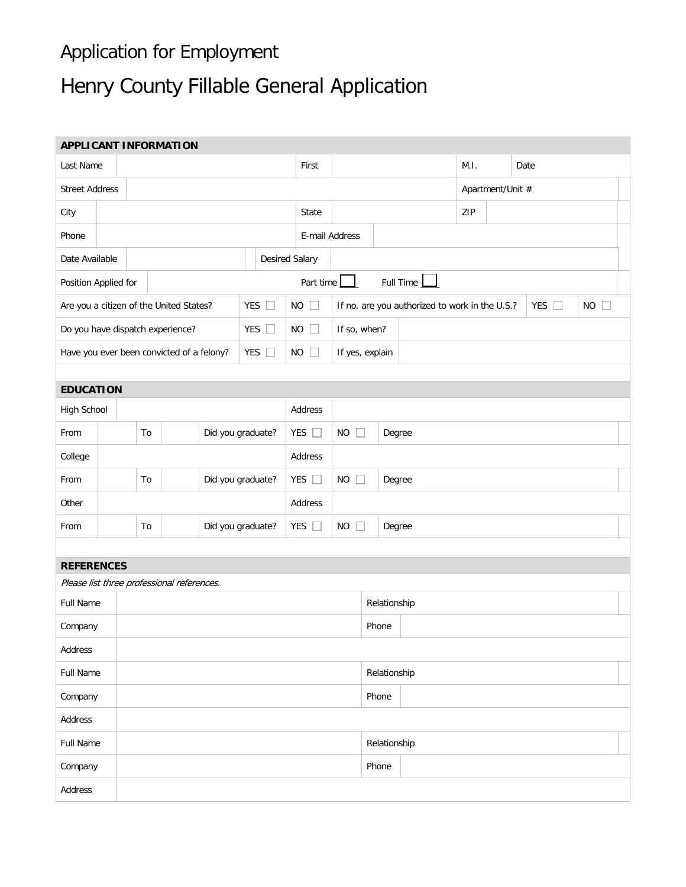# Application for Employment

## Henry County Fillable General Application

| **APPLICANT INFORMATION** | | | | | | | |
|---|---|---|---|---|---|---|---|
| Last Name | | First | | M.I. | | Date | |
| Street Address | | | | Apartment/Unit # | | | |
| City | | State | | ZIP | | | |
| Phone | | E-mail Address | | | | | |
| Date Available | | Desired Salary | | | | | |
| Position Applied for | | Part time ☐ | Full Time ☐ | | | | |
| Are you a citizen of the United States? | YES ☐ | NO ☐ | If no, are you authorized to work in the U.S.? | YES ☐ | NO ☐ | | |
| Do you have dispatch experience? | YES ☐ | NO ☐ | If so, when? | | | | |
| Have you ever been convicted of a felony? | YES ☐ | NO ☐ | If yes, explain | | | | |

| **EDUCATION** | | | | | | | | |
|---|---|---|---|---|---|---|---|---|
| High School | | | | Address | | | | |
| From | | To | | Did you graduate? | YES ☐ | NO ☐ | Degree | |
| College | | | | Address | | | | |
| From | | To | | Did you graduate? | YES ☐ | NO ☐ | Degree | |
| Other | | | | Address | | | | |
| From | | To | | Did you graduate? | YES ☐ | NO ☐ | Degree | |

| **REFERENCES** | | | |
|---|---|---|---|
| *Please list three professional references.* | | | |
| Full Name | | Relationship | |
| Company | | Phone | |
| Address | | | |
| Full Name | | Relationship | |
| Company | | Phone | |
| Address | | | |
| Full Name | | Relationship | |
| Company | | Phone | |
| Address | | | |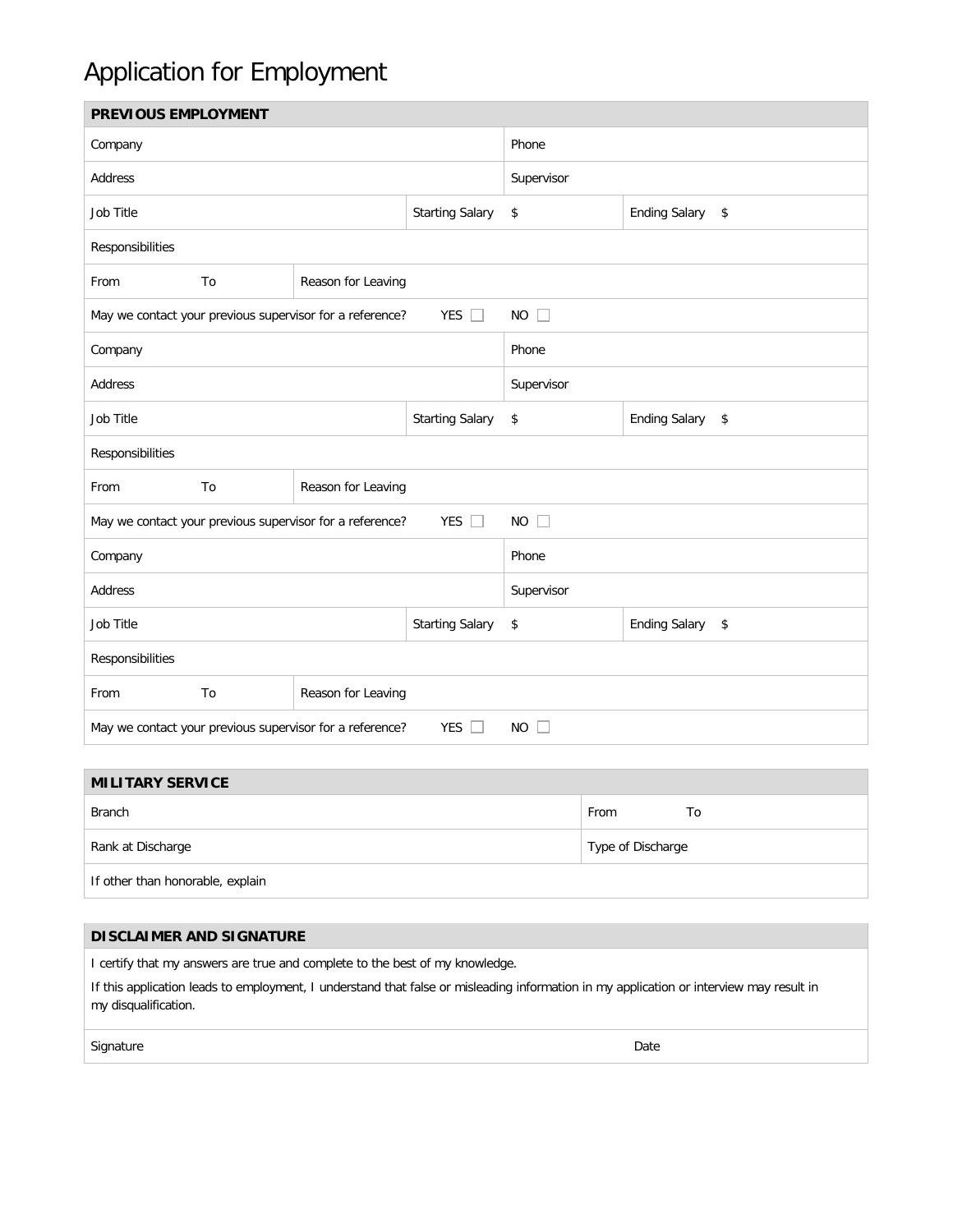# Application for Employment

## PREVIOUS EMPLOYMENT

| | | | | | |
|---|---|---|---|---|---|
| Company | | | Phone | | |
| Address | | | Supervisor | | |
| Job Title | | Starting Salary | $ | Ending Salary | $ |
| Responsibilities | | | | | |
| From | To | Reason for Leaving | | | |
| May we contact your previous supervisor for a reference? | | YES ☐ | NO ☐ | | |
| Company | | | Phone | | |
| Address | | | Supervisor | | |
| Job Title | | Starting Salary | $ | Ending Salary | $ |
| Responsibilities | | | | | |
| From | To | Reason for Leaving | | | |
| May we contact your previous supervisor for a reference? | | YES ☐ | NO ☐ | | |
| Company | | | Phone | | |
| Address | | | Supervisor | | |
| Job Title | | Starting Salary | $ | Ending Salary | $ |
| Responsibilities | | | | | |
| From | To | Reason for Leaving | | | |
| May we contact your previous supervisor for a reference? | | YES ☐ | NO ☐ | | |

## MILITARY SERVICE

| | | |
|---|---|---|
| Branch | From | To |
| Rank at Discharge | Type of Discharge | |
| If other than honorable, explain | | |

## DISCLAIMER AND SIGNATURE

I certify that my answers are true and complete to the best of my knowledge.

If this application leads to employment, I understand that false or misleading information in my application or interview may result in my disqualification.

| | |
|---|---|
| Signature | Date |